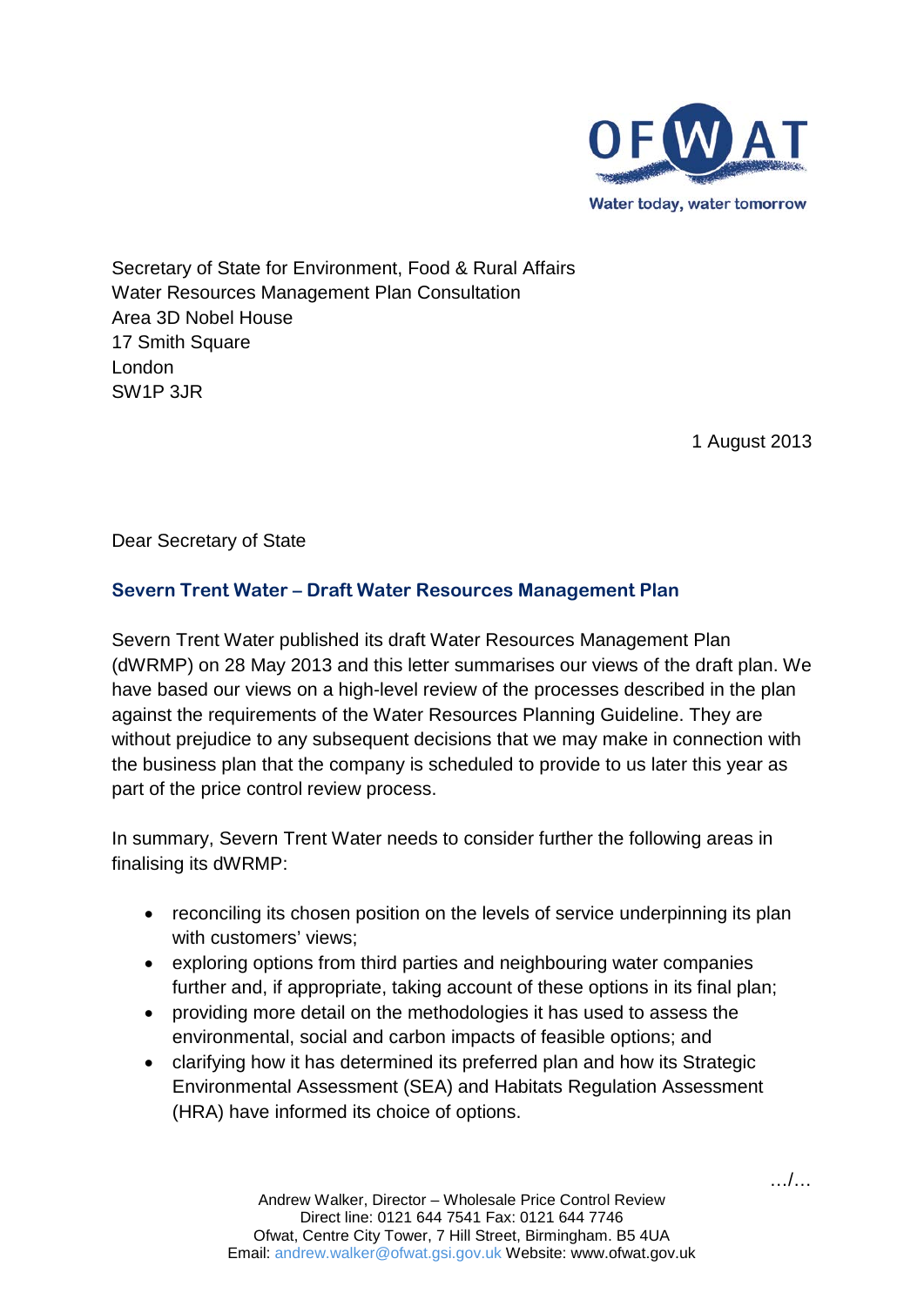Secretary of State for Environment, Food & Rural Affairs
Water Resources Management Plan Consultation
Area 3D Nobel House
17 Smith Square
London
SW1P 3JR

1 August 2013

Dear Secretary of State

## Severn Trent Water – Draft Water Resources Management Plan

Severn Trent Water published its draft Water Resources Management Plan (dWRMP) on 28 May 2013 and this letter summarises our views of the draft plan. We have based our views on a high-level review of the processes described in the plan against the requirements of the Water Resources Planning Guideline. They are without prejudice to any subsequent decisions that we may make in connection with the business plan that the company is scheduled to provide to us later this year as part of the price control review process.

In summary, Severn Trent Water needs to consider further the following areas in finalising its dWRMP:

- reconciling its chosen position on the levels of service underpinning its plan with customers' views;
- exploring options from third parties and neighbouring water companies further and, if appropriate, taking account of these options in its final plan;
- providing more detail on the methodologies it has used to assess the environmental, social and carbon impacts of feasible options; and
- clarifying how it has determined its preferred plan and how its Strategic Environmental Assessment (SEA) and Habitats Regulation Assessment (HRA) have informed its choice of options.

…/…

Andrew Walker, Director – Wholesale Price Control Review
Direct line: 0121 644 7541 Fax: 0121 644 7746
Ofwat, Centre City Tower, 7 Hill Street, Birmingham. B5 4UA
Email: andrew.walker@ofwat.gsi.gov.uk Website: www.ofwat.gov.uk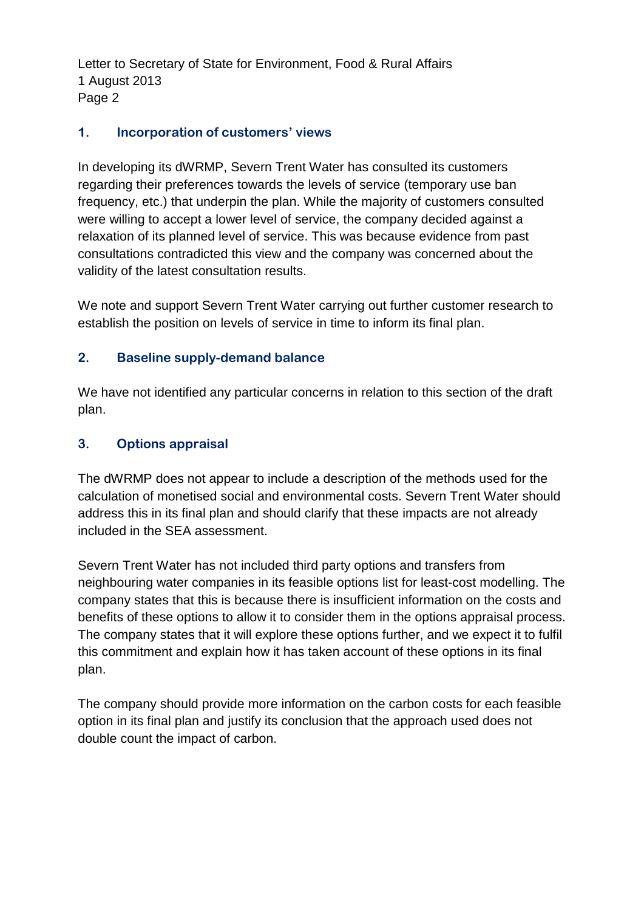## 1. Incorporation of customers' views

In developing its dWRMP, Severn Trent Water has consulted its customers regarding their preferences towards the levels of service (temporary use ban frequency, etc.) that underpin the plan. While the majority of customers consulted were willing to accept a lower level of service, the company decided against a relaxation of its planned level of service. This was because evidence from past consultations contradicted this view and the company was concerned about the validity of the latest consultation results.

We note and support Severn Trent Water carrying out further customer research to establish the position on levels of service in time to inform its final plan.

## 2. Baseline supply-demand balance

We have not identified any particular concerns in relation to this section of the draft plan.

## 3. Options appraisal

The dWRMP does not appear to include a description of the methods used for the calculation of monetised social and environmental costs. Severn Trent Water should address this in its final plan and should clarify that these impacts are not already included in the SEA assessment.

Severn Trent Water has not included third party options and transfers from neighbouring water companies in its feasible options list for least-cost modelling. The company states that this is because there is insufficient information on the costs and benefits of these options to allow it to consider them in the options appraisal process. The company states that it will explore these options further, and we expect it to fulfil this commitment and explain how it has taken account of these options in its final plan.

The company should provide more information on the carbon costs for each feasible option in its final plan and justify its conclusion that the approach used does not double count the impact of carbon.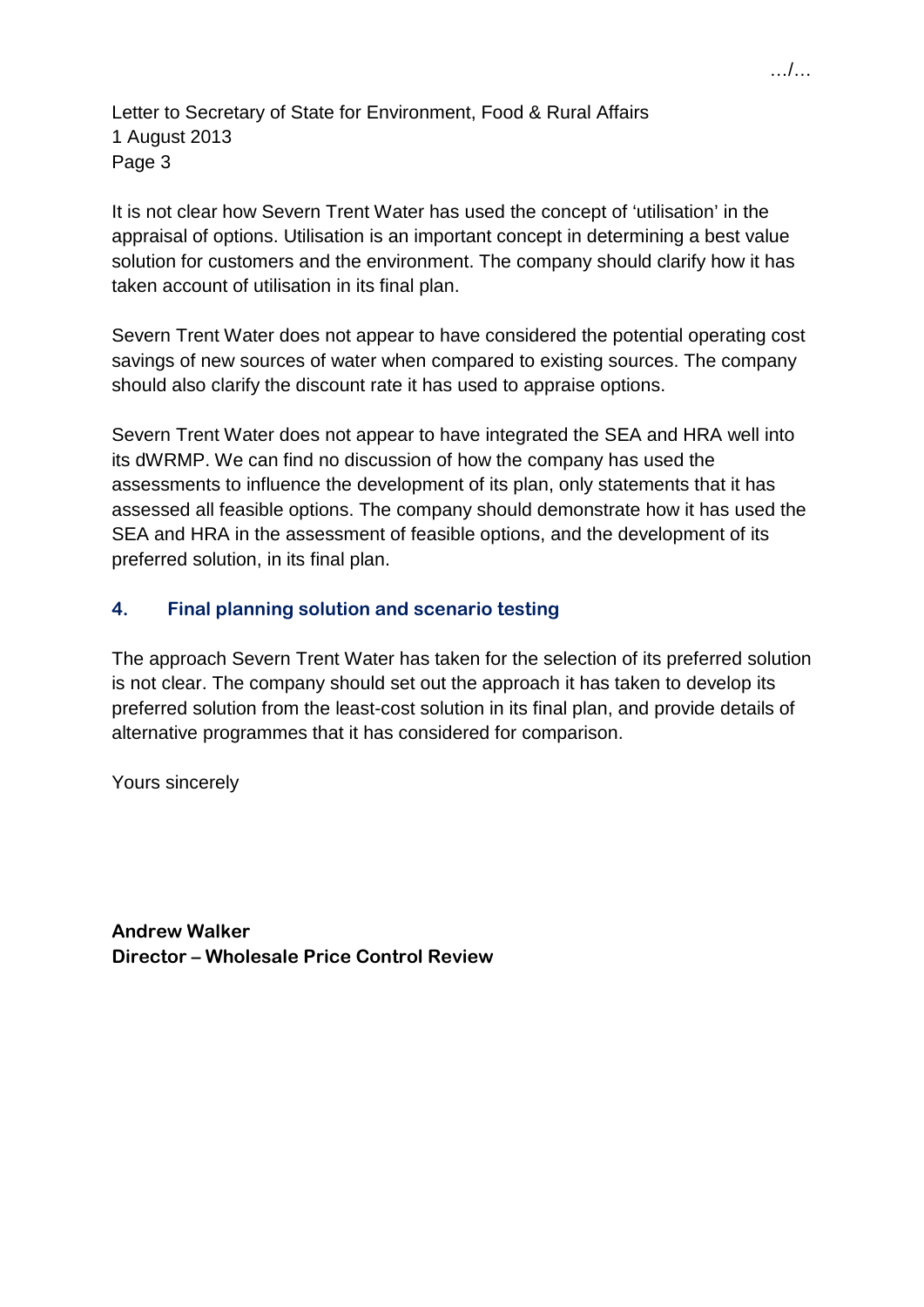It is not clear how Severn Trent Water has used the concept of 'utilisation' in the appraisal of options. Utilisation is an important concept in determining a best value solution for customers and the environment. The company should clarify how it has taken account of utilisation in its final plan.

Severn Trent Water does not appear to have considered the potential operating cost savings of new sources of water when compared to existing sources. The company should also clarify the discount rate it has used to appraise options.

Severn Trent Water does not appear to have integrated the SEA and HRA well into its dWRMP. We can find no discussion of how the company has used the assessments to influence the development of its plan, only statements that it has assessed all feasible options. The company should demonstrate how it has used the SEA and HRA in the assessment of feasible options, and the development of its preferred solution, in its final plan.

## 4. Final planning solution and scenario testing

The approach Severn Trent Water has taken for the selection of its preferred solution is not clear. The company should set out the approach it has taken to develop its preferred solution from the least-cost solution in its final plan, and provide details of alternative programmes that it has considered for comparison.

Yours sincerely

**Andrew Walker**
**Director – Wholesale Price Control Review**